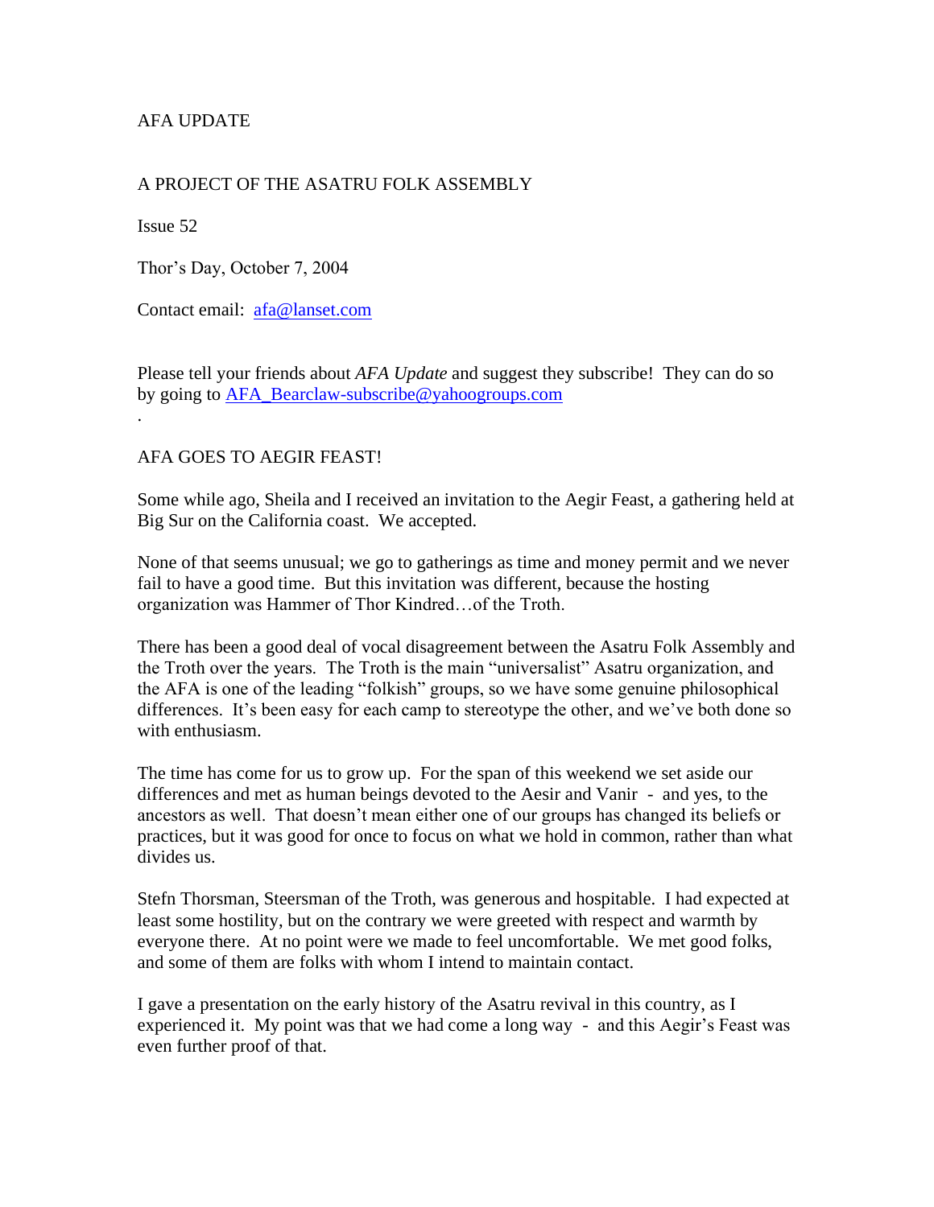AFA UPDATE

A PROJECT OF THE ASATRU FOLK ASSEMBLY

Issue 52

Thor's Day, October 7, 2004

Contact email: [afa@lanset.com](mailto:afa@lanset.com)

Please tell your friends about *AFA Update* and suggest they subscribe! They can do so by going to [AFA_Bearclaw-subscribe@yahoogroups.com](mailto:AFA_Bearclaw-subscribe@yahoogroups.com)

.

## AFA GOES TO AEGIR FEAST!

Some while ago, Sheila and I received an invitation to the Aegir Feast, a gathering held at Big Sur on the California coast. We accepted.

None of that seems unusual; we go to gatherings as time and money permit and we never fail to have a good time. But this invitation was different, because the hosting organization was Hammer of Thor Kindred…of the Troth.

There has been a good deal of vocal disagreement between the Asatru Folk Assembly and the Troth over the years. The Troth is the main "universalist" Asatru organization, and the AFA is one of the leading "folkish" groups, so we have some genuine philosophical differences. It's been easy for each camp to stereotype the other, and we've both done so with enthusiasm.

The time has come for us to grow up. For the span of this weekend we set aside our differences and met as human beings devoted to the Aesir and Vanir - and yes, to the ancestors as well. That doesn't mean either one of our groups has changed its beliefs or practices, but it was good for once to focus on what we hold in common, rather than what divides us.

Stefn Thorsman, Steersman of the Troth, was generous and hospitable. I had expected at least some hostility, but on the contrary we were greeted with respect and warmth by everyone there. At no point were we made to feel uncomfortable. We met good folks, and some of them are folks with whom I intend to maintain contact.

I gave a presentation on the early history of the Asatru revival in this country, as I experienced it. My point was that we had come a long way - and this Aegir's Feast was even further proof of that.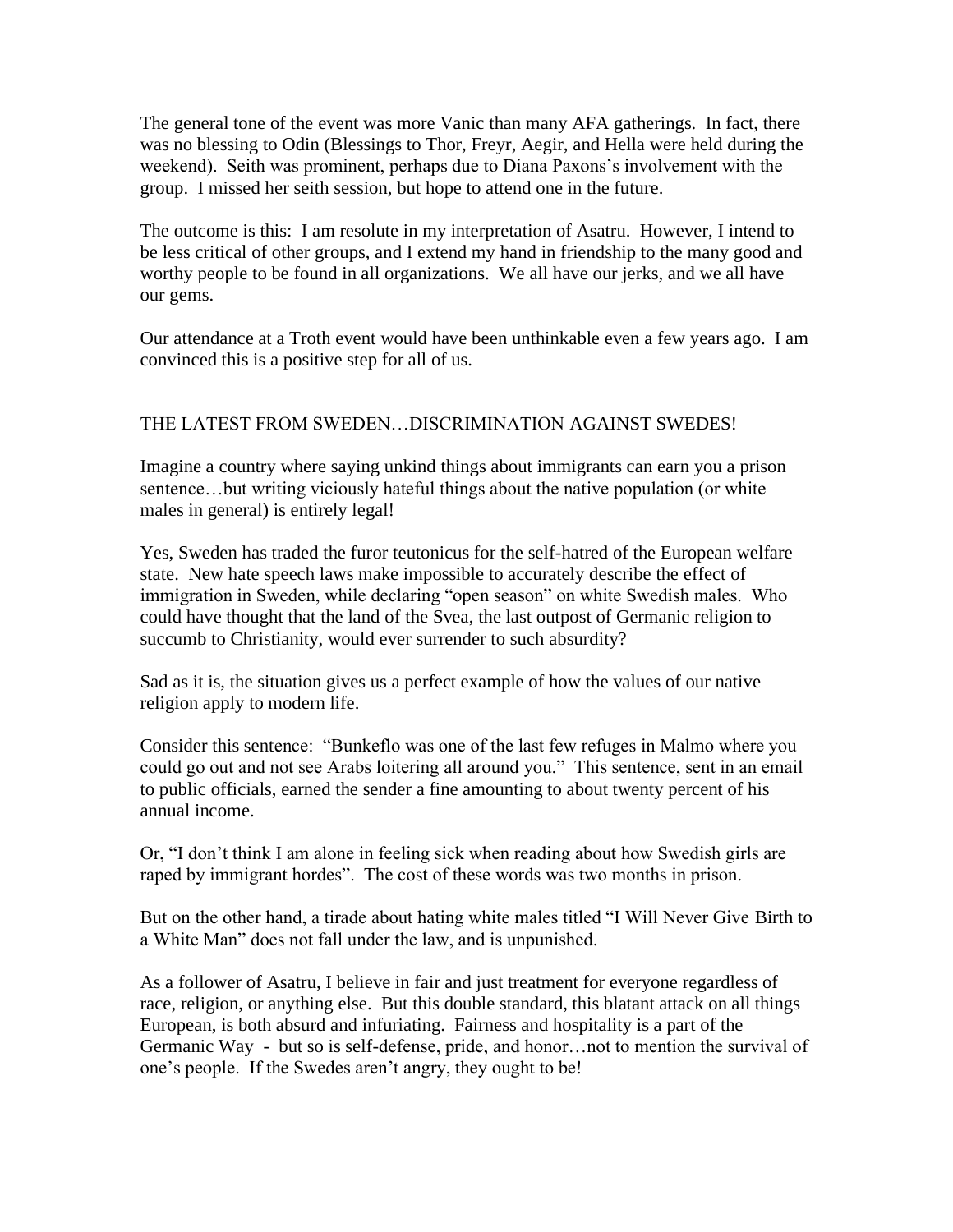The general tone of the event was more Vanic than many AFA gatherings. In fact, there was no blessing to Odin (Blessings to Thor, Freyr, Aegir, and Hella were held during the weekend). Seith was prominent, perhaps due to Diana Paxons's involvement with the group. I missed her seith session, but hope to attend one in the future.

The outcome is this: I am resolute in my interpretation of Asatru. However, I intend to be less critical of other groups, and I extend my hand in friendship to the many good and worthy people to be found in all organizations. We all have our jerks, and we all have our gems.

Our attendance at a Troth event would have been unthinkable even a few years ago. I am convinced this is a positive step for all of us.

## THE LATEST FROM SWEDEN…DISCRIMINATION AGAINST SWEDES!

Imagine a country where saying unkind things about immigrants can earn you a prison sentence…but writing viciously hateful things about the native population (or white males in general) is entirely legal!

Yes, Sweden has traded the furor teutonicus for the self-hatred of the European welfare state. New hate speech laws make impossible to accurately describe the effect of immigration in Sweden, while declaring "open season" on white Swedish males. Who could have thought that the land of the Svea, the last outpost of Germanic religion to succumb to Christianity, would ever surrender to such absurdity?

Sad as it is, the situation gives us a perfect example of how the values of our native religion apply to modern life.

Consider this sentence: "Bunkeflo was one of the last few refuges in Malmo where you could go out and not see Arabs loitering all around you." This sentence, sent in an email to public officials, earned the sender a fine amounting to about twenty percent of his annual income.

Or, "I don't think I am alone in feeling sick when reading about how Swedish girls are raped by immigrant hordes". The cost of these words was two months in prison.

But on the other hand, a tirade about hating white males titled "I Will Never Give Birth to a White Man" does not fall under the law, and is unpunished.

As a follower of Asatru, I believe in fair and just treatment for everyone regardless of race, religion, or anything else. But this double standard, this blatant attack on all things European, is both absurd and infuriating. Fairness and hospitality is a part of the Germanic Way - but so is self-defense, pride, and honor…not to mention the survival of one's people. If the Swedes aren't angry, they ought to be!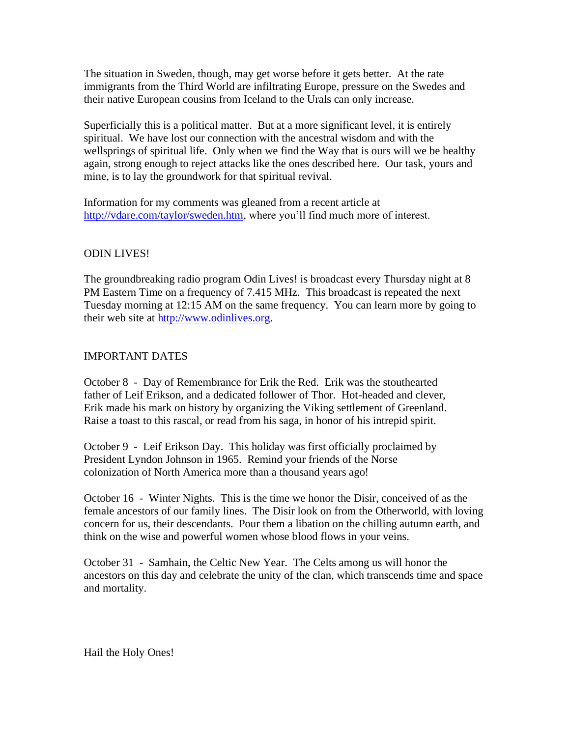The situation in Sweden, though, may get worse before it gets better. At the rate immigrants from the Third World are infiltrating Europe, pressure on the Swedes and their native European cousins from Iceland to the Urals can only increase.

Superficially this is a political matter. But at a more significant level, it is entirely spiritual. We have lost our connection with the ancestral wisdom and with the wellsprings of spiritual life. Only when we find the Way that is ours will we be healthy again, strong enough to reject attacks like the ones described here. Our task, yours and mine, is to lay the groundwork for that spiritual revival.

Information for my comments was gleaned from a recent article at http://vdare.com/taylor/sweden.htm, where you'll find much more of interest.

## ODIN LIVES!

The groundbreaking radio program Odin Lives! is broadcast every Thursday night at 8 PM Eastern Time on a frequency of 7.415 MHz. This broadcast is repeated the next Tuesday morning at 12:15 AM on the same frequency. You can learn more by going to their web site at http://www.odinlives.org.

## IMPORTANT DATES

October 8 - Day of Remembrance for Erik the Red. Erik was the stouthearted father of Leif Erikson, and a dedicated follower of Thor. Hot-headed and clever, Erik made his mark on history by organizing the Viking settlement of Greenland. Raise a toast to this rascal, or read from his saga, in honor of his intrepid spirit.

October 9 - Leif Erikson Day. This holiday was first officially proclaimed by President Lyndon Johnson in 1965. Remind your friends of the Norse colonization of North America more than a thousand years ago!

October 16 - Winter Nights. This is the time we honor the Disir, conceived of as the female ancestors of our family lines. The Disir look on from the Otherworld, with loving concern for us, their descendants. Pour them a libation on the chilling autumn earth, and think on the wise and powerful women whose blood flows in your veins.

October 31 - Samhain, the Celtic New Year. The Celts among us will honor the ancestors on this day and celebrate the unity of the clan, which transcends time and space and mortality.

Hail the Holy Ones!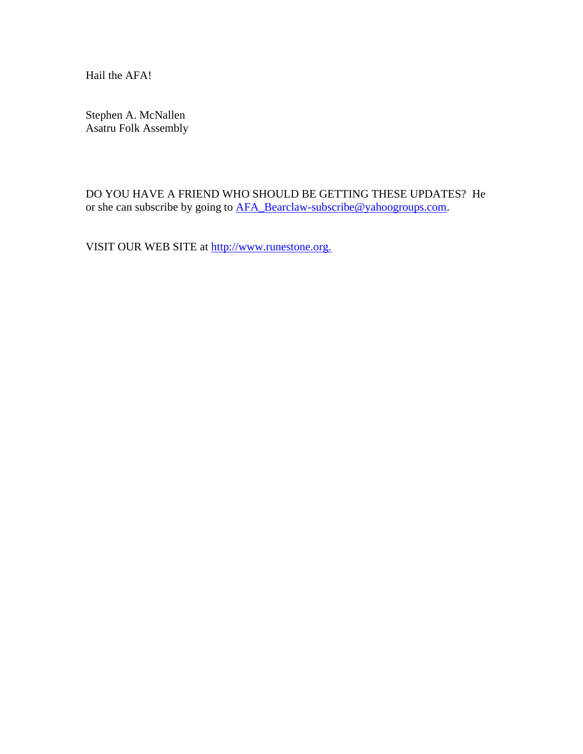Hail the AFA!

Stephen A. McNallen
Asatru Folk Assembly

DO YOU HAVE A FRIEND WHO SHOULD BE GETTING THESE UPDATES? He or she can subscribe by going to AFA_Bearclaw-subscribe@yahoogroups.com.

VISIT OUR WEB SITE at http://www.runestone.org.